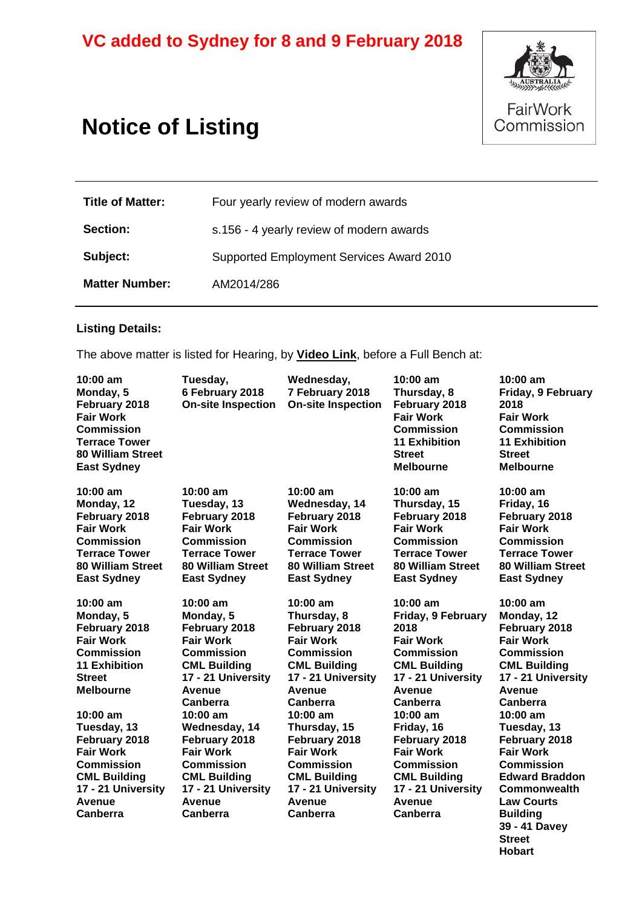**VC added to Sydney for 8 and 9 February 2018**

# Notice of Listing

FairWork Commission

| | |
|---|---|
| **Title of Matter:** | Four yearly review of modern awards |
| **Section:** | s.156 - 4 yearly review of modern awards |
| **Subject:** | Supported Employment Services Award 2010 |
| **Matter Number:** | AM2014/286 |

**Listing Details:**

The above matter is listed for Hearing, by **Video Link**, before a Full Bench at:

| | | | | |
|---|---|---|---|---|
| **10:00 am Monday, 5 February 2018 Fair Work Commission Terrace Tower 80 William Street East Sydney** | **Tuesday, 6 February 2018 On-site Inspection** | **Wednesday, 7 February 2018 On-site Inspection** | **10:00 am Thursday, 8 February 2018 Fair Work Commission 11 Exhibition Street Melbourne** | **10:00 am Friday, 9 February 2018 Fair Work Commission 11 Exhibition Street Melbourne** |
| **10:00 am Monday, 12 February 2018 Fair Work Commission Terrace Tower 80 William Street East Sydney** | **10:00 am Tuesday, 13 February 2018 Fair Work Commission Terrace Tower 80 William Street East Sydney** | **10:00 am Wednesday, 14 February 2018 Fair Work Commission Terrace Tower 80 William Street East Sydney** | **10:00 am Thursday, 15 February 2018 Fair Work Commission Terrace Tower 80 William Street East Sydney** | **10:00 am Friday, 16 February 2018 Fair Work Commission Terrace Tower 80 William Street East Sydney** |
| **10:00 am Monday, 5 February 2018 Fair Work Commission 11 Exhibition Street Melbourne** | **10:00 am Monday, 5 February 2018 Fair Work Commission CML Building 17 - 21 University Avenue Canberra** | **10:00 am Thursday, 8 February 2018 Fair Work Commission CML Building 17 - 21 University Avenue Canberra** | **10:00 am Friday, 9 February 2018 Fair Work Commission CML Building 17 - 21 University Avenue Canberra** | **10:00 am Monday, 12 February 2018 Fair Work Commission CML Building 17 - 21 University Avenue Canberra** |
| **10:00 am Tuesday, 13 February 2018 Fair Work Commission CML Building 17 - 21 University Avenue Canberra** | **10:00 am Wednesday, 14 February 2018 Fair Work Commission CML Building 17 - 21 University Avenue Canberra** | **10:00 am Thursday, 15 February 2018 Fair Work Commission CML Building 17 - 21 University Avenue Canberra** | **10:00 am Friday, 16 February 2018 Fair Work Commission CML Building 17 - 21 University Avenue Canberra** | **10:00 am Tuesday, 13 February 2018 Fair Work Commission Edward Braddon Commonwealth Law Courts Building 39 - 41 Davey Street Hobart** |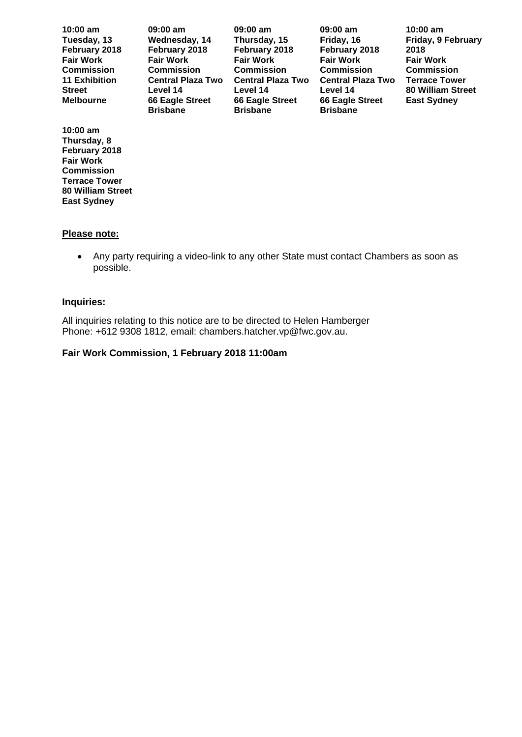| | | | | |
|---|---|---|---|---|
| **10:00 am Tuesday, 13 February 2018 Fair Work Commission 11 Exhibition Street Melbourne** | **09:00 am Wednesday, 14 February 2018 Fair Work Commission Central Plaza Two Level 14 66 Eagle Street Brisbane** | **09:00 am Thursday, 15 February 2018 Fair Work Commission Central Plaza Two Level 14 66 Eagle Street Brisbane** | **09:00 am Friday, 16 February 2018 Fair Work Commission Central Plaza Two Level 14 66 Eagle Street Brisbane** | **10:00 am Friday, 9 February 2018 Fair Work Commission Terrace Tower 80 William Street East Sydney** |
| **10:00 am Thursday, 8 February 2018 Fair Work Commission Terrace Tower 80 William Street East Sydney** | | | | |

**Please note:**

- Any party requiring a video-link to any other State must contact Chambers as soon as possible.

**Inquiries:**

All inquiries relating to this notice are to be directed to Helen Hamberger
Phone: +612 9308 1812, email: chambers.hatcher.vp@fwc.gov.au.

**Fair Work Commission, 1 February 2018 11:00am**